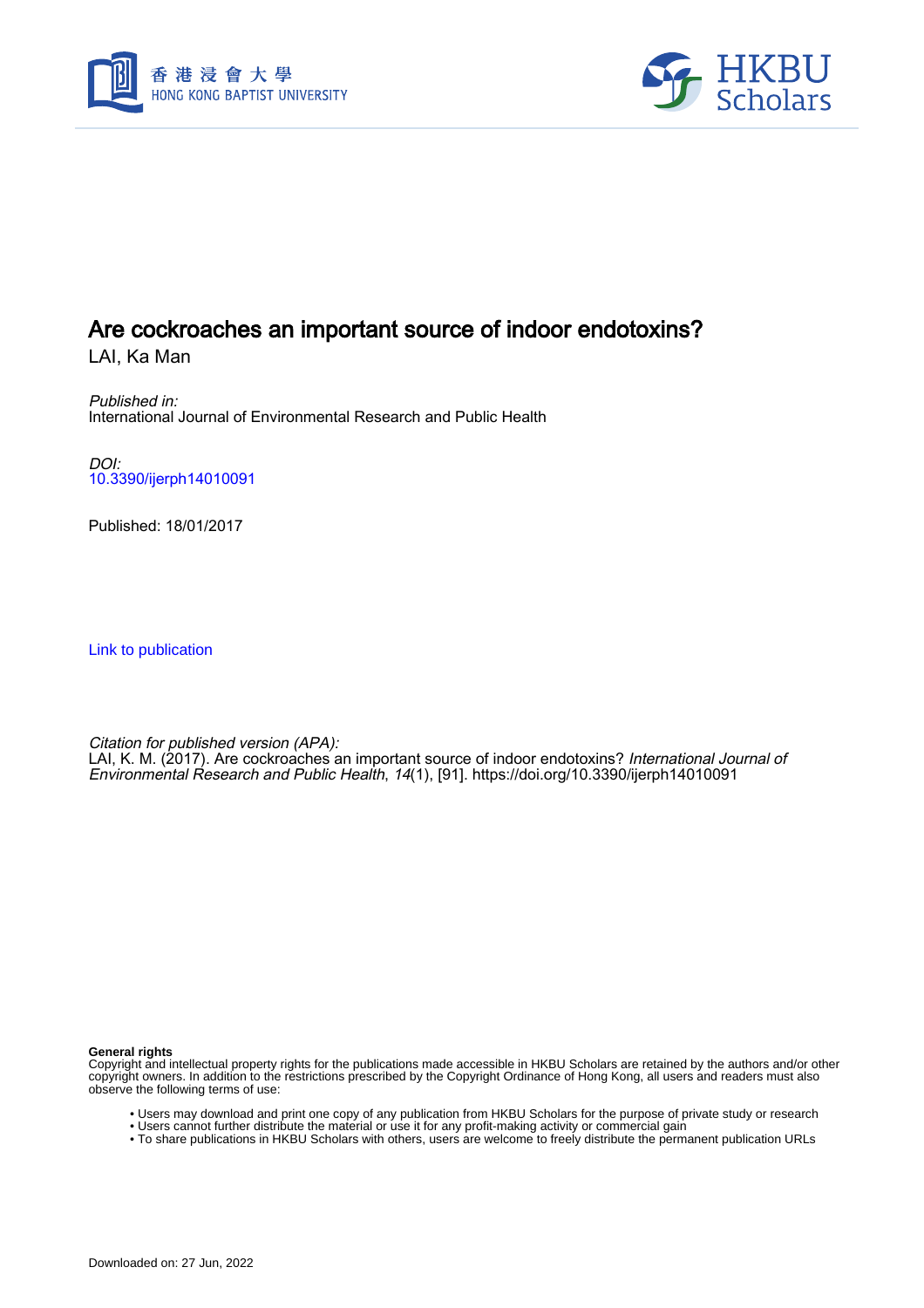# Are cockroaches an important source of indoor endotoxins?

LAI, Ka Man

*Published in:*
International Journal of Environmental Research and Public Health

*DOI:*
10.3390/ijerph14010091

Published: 18/01/2017

Link to publication

*Citation for published version (APA):*
LAI, K. M. (2017). Are cockroaches an important source of indoor endotoxins? *International Journal of Environmental Research and Public Health*, *14*(1), [91]. https://doi.org/10.3390/ijerph14010091

**General rights**
Copyright and intellectual property rights for the publications made accessible in HKBU Scholars are retained by the authors and/or other copyright owners. In addition to the restrictions prescribed by the Copyright Ordinance of Hong Kong, all users and readers must also observe the following terms of use:

- Users may download and print one copy of any publication from HKBU Scholars for the purpose of private study or research
- Users cannot further distribute the material or use it for any profit-making activity or commercial gain
- To share publications in HKBU Scholars with others, users are welcome to freely distribute the permanent publication URLs

Downloaded on: 27 Jun, 2022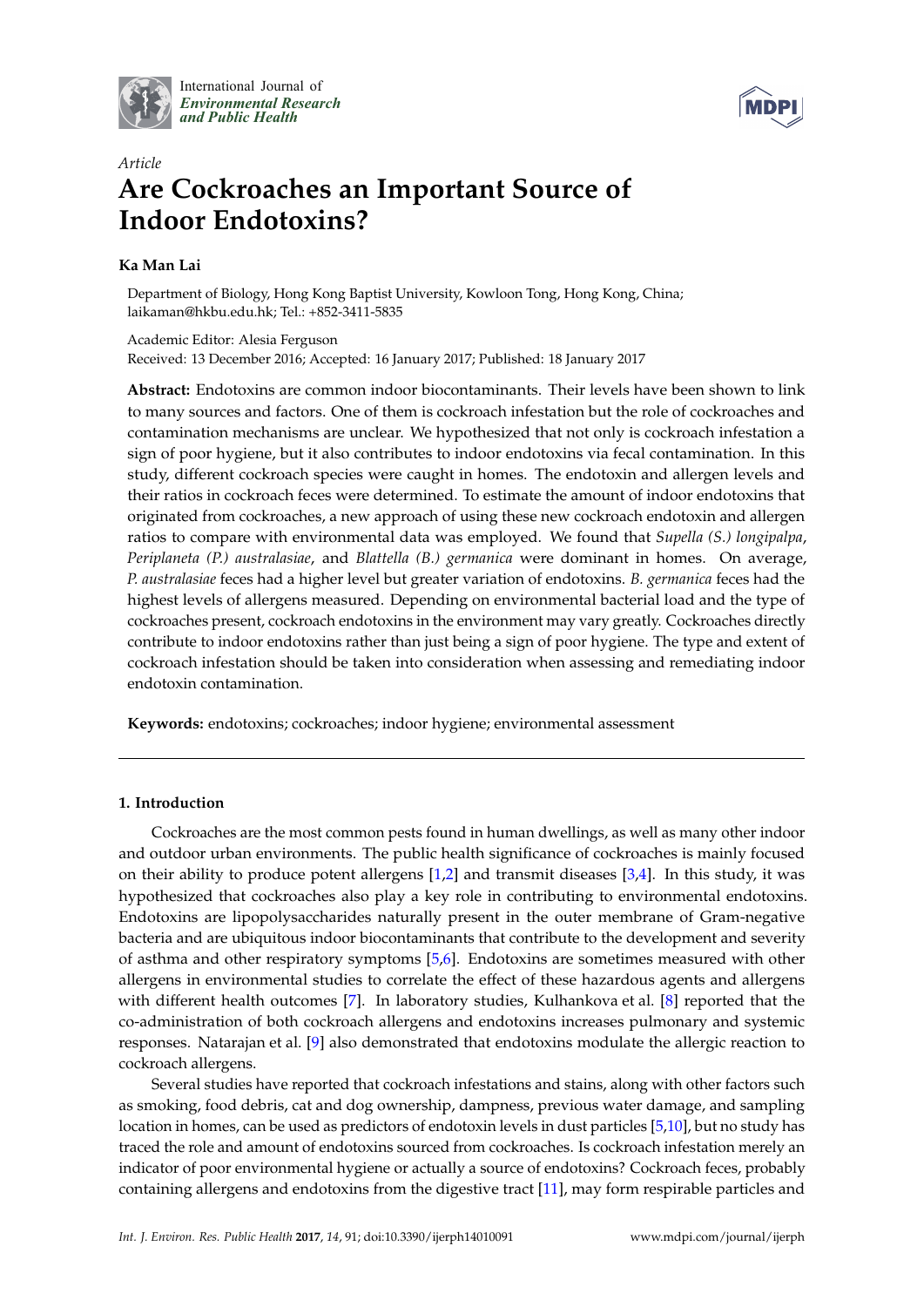Article

# Are Cockroaches an Important Source of Indoor Endotoxins?

**Ka Man Lai**

Department of Biology, Hong Kong Baptist University, Kowloon Tong, Hong Kong, China; laikaman@hkbu.edu.hk; Tel.: +852-3411-5835

Academic Editor: Alesia Ferguson
Received: 13 December 2016; Accepted: 16 January 2017; Published: 18 January 2017

**Abstract:** Endotoxins are common indoor biocontaminants. Their levels have been shown to link to many sources and factors. One of them is cockroach infestation but the role of cockroaches and contamination mechanisms are unclear. We hypothesized that not only is cockroach infestation a sign of poor hygiene, but it also contributes to indoor endotoxins via fecal contamination. In this study, different cockroach species were caught in homes. The endotoxin and allergen levels and their ratios in cockroach feces were determined. To estimate the amount of indoor endotoxins that originated from cockroaches, a new approach of using these new cockroach endotoxin and allergen ratios to compare with environmental data was employed. We found that *Supella (S.) longipalpa*, *Periplaneta (P.) australasiae*, and *Blattella (B.) germanica* were dominant in homes. On average, *P. australasiae* feces had a higher level but greater variation of endotoxins. *B. germanica* feces had the highest levels of allergens measured. Depending on environmental bacterial load and the type of cockroaches present, cockroach endotoxins in the environment may vary greatly. Cockroaches directly contribute to indoor endotoxins rather than just being a sign of poor hygiene. The type and extent of cockroach infestation should be taken into consideration when assessing and remediating indoor endotoxin contamination.

**Keywords:** endotoxins; cockroaches; indoor hygiene; environmental assessment

---

## 1. Introduction

Cockroaches are the most common pests found in human dwellings, as well as many other indoor and outdoor urban environments. The public health significance of cockroaches is mainly focused on their ability to produce potent allergens [1,2] and transmit diseases [3,4]. In this study, it was hypothesized that cockroaches also play a key role in contributing to environmental endotoxins. Endotoxins are lipopolysaccharides naturally present in the outer membrane of Gram-negative bacteria and are ubiquitous indoor biocontaminants that contribute to the development and severity of asthma and other respiratory symptoms [5,6]. Endotoxins are sometimes measured with other allergens in environmental studies to correlate the effect of these hazardous agents and allergens with different health outcomes [7]. In laboratory studies, Kulhankova et al. [8] reported that the co-administration of both cockroach allergens and endotoxins increases pulmonary and systemic responses. Natarajan et al. [9] also demonstrated that endotoxins modulate the allergic reaction to cockroach allergens.

Several studies have reported that cockroach infestations and stains, along with other factors such as smoking, food debris, cat and dog ownership, dampness, previous water damage, and sampling location in homes, can be used as predictors of endotoxin levels in dust particles [5,10], but no study has traced the role and amount of endotoxins sourced from cockroaches. Is cockroach infestation merely an indicator of poor environmental hygiene or actually a source of endotoxins? Cockroach feces, probably containing allergens and endotoxins from the digestive tract [11], may form respirable particles and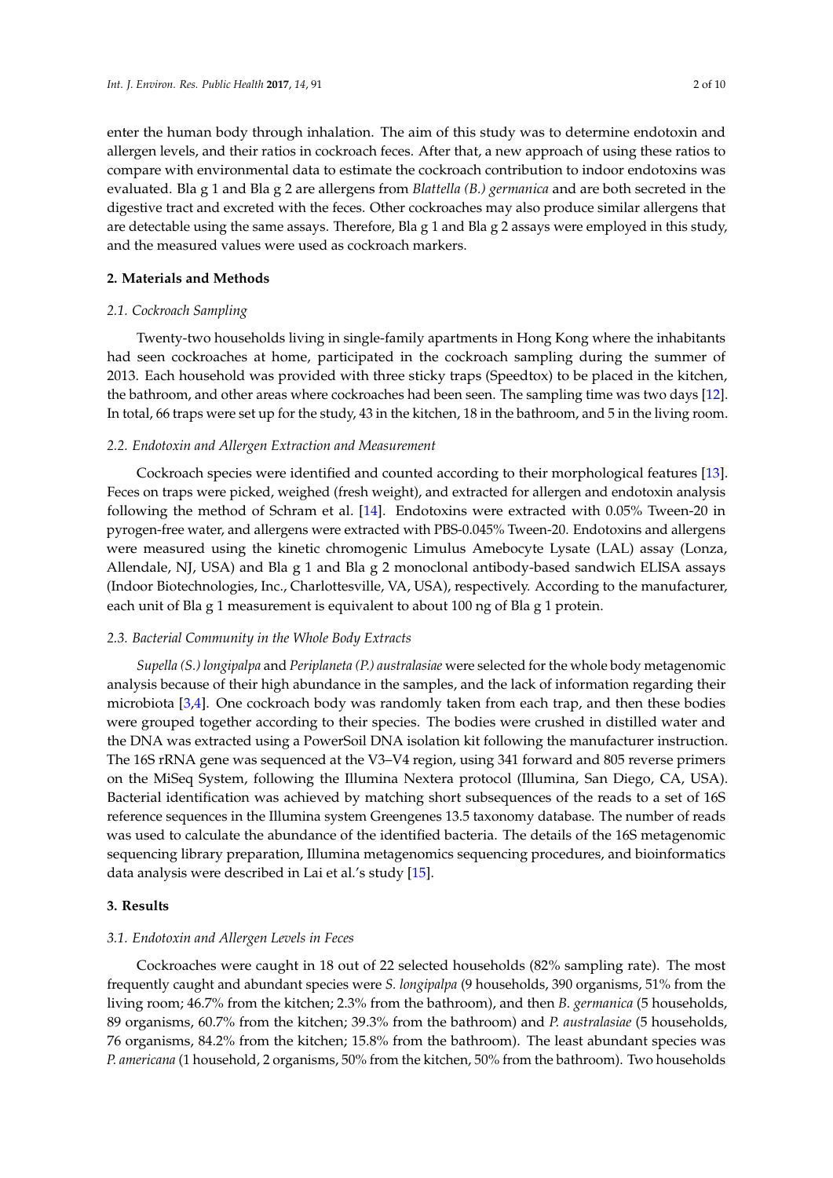enter the human body through inhalation. The aim of this study was to determine endotoxin and allergen levels, and their ratios in cockroach feces. After that, a new approach of using these ratios to compare with environmental data to estimate the cockroach contribution to indoor endotoxins was evaluated. Bla g 1 and Bla g 2 are allergens from *Blattella (B.) germanica* and are both secreted in the digestive tract and excreted with the feces. Other cockroaches may also produce similar allergens that are detectable using the same assays. Therefore, Bla g 1 and Bla g 2 assays were employed in this study, and the measured values were used as cockroach markers.

## 2. Materials and Methods

### 2.1. Cockroach Sampling

Twenty-two households living in single-family apartments in Hong Kong where the inhabitants had seen cockroaches at home, participated in the cockroach sampling during the summer of 2013. Each household was provided with three sticky traps (Speedtox) to be placed in the kitchen, the bathroom, and other areas where cockroaches had been seen. The sampling time was two days [12]. In total, 66 traps were set up for the study, 43 in the kitchen, 18 in the bathroom, and 5 in the living room.

### 2.2. Endotoxin and Allergen Extraction and Measurement

Cockroach species were identified and counted according to their morphological features [13]. Feces on traps were picked, weighed (fresh weight), and extracted for allergen and endotoxin analysis following the method of Schram et al. [14]. Endotoxins were extracted with 0.05% Tween-20 in pyrogen-free water, and allergens were extracted with PBS-0.045% Tween-20. Endotoxins and allergens were measured using the kinetic chromogenic Limulus Amebocyte Lysate (LAL) assay (Lonza, Allendale, NJ, USA) and Bla g 1 and Bla g 2 monoclonal antibody-based sandwich ELISA assays (Indoor Biotechnologies, Inc., Charlottesville, VA, USA), respectively. According to the manufacturer, each unit of Bla g 1 measurement is equivalent to about 100 ng of Bla g 1 protein.

### 2.3. Bacterial Community in the Whole Body Extracts

*Supella (S.) longipalpa* and *Periplaneta (P.) australasiae* were selected for the whole body metagenomic analysis because of their high abundance in the samples, and the lack of information regarding their microbiota [3,4]. One cockroach body was randomly taken from each trap, and then these bodies were grouped together according to their species. The bodies were crushed in distilled water and the DNA was extracted using a PowerSoil DNA isolation kit following the manufacturer instruction. The 16S rRNA gene was sequenced at the V3–V4 region, using 341 forward and 805 reverse primers on the MiSeq System, following the Illumina Nextera protocol (Illumina, San Diego, CA, USA). Bacterial identification was achieved by matching short subsequences of the reads to a set of 16S reference sequences in the Illumina system Greengenes 13.5 taxonomy database. The number of reads was used to calculate the abundance of the identified bacteria. The details of the 16S metagenomic sequencing library preparation, Illumina metagenomics sequencing procedures, and bioinformatics data analysis were described in Lai et al.'s study [15].

## 3. Results

### 3.1. Endotoxin and Allergen Levels in Feces

Cockroaches were caught in 18 out of 22 selected households (82% sampling rate). The most frequently caught and abundant species were *S. longipalpa* (9 households, 390 organisms, 51% from the living room; 46.7% from the kitchen; 2.3% from the bathroom), and then *B. germanica* (5 households, 89 organisms, 60.7% from the kitchen; 39.3% from the bathroom) and *P. australasiae* (5 households, 76 organisms, 84.2% from the kitchen; 15.8% from the bathroom). The least abundant species was *P. americana* (1 household, 2 organisms, 50% from the kitchen, 50% from the bathroom). Two households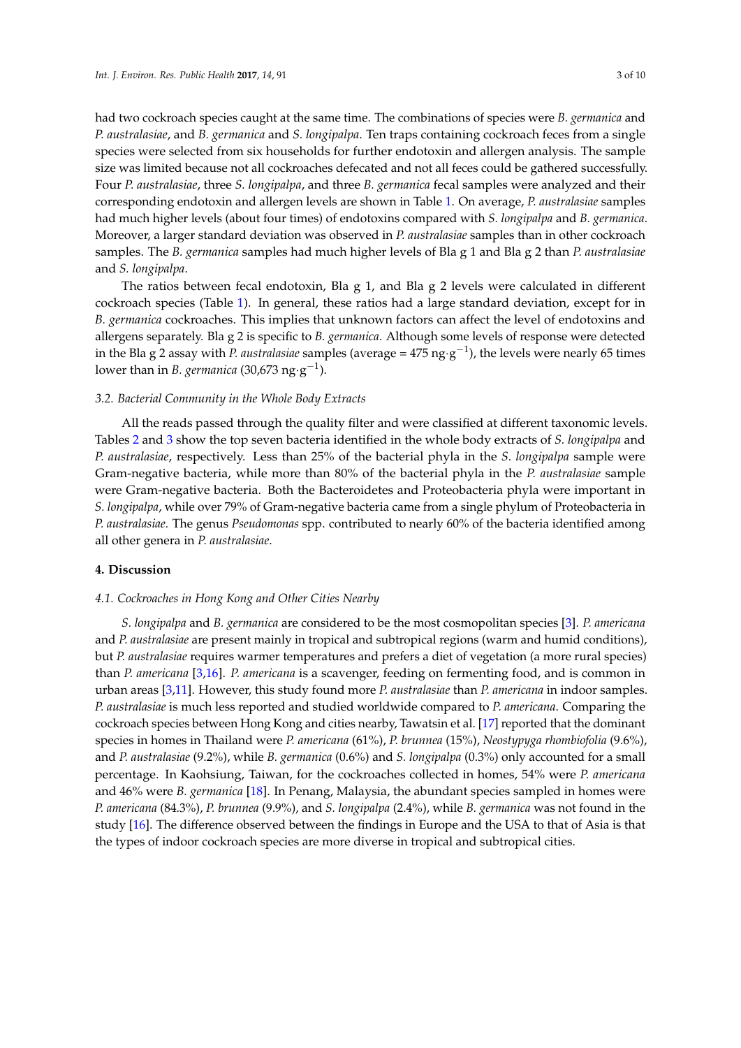had two cockroach species caught at the same time. The combinations of species were *B. germanica* and *P. australasiae*, and *B. germanica* and *S. longipalpa*. Ten traps containing cockroach feces from a single species were selected from six households for further endotoxin and allergen analysis. The sample size was limited because not all cockroaches defecated and not all feces could be gathered successfully. Four *P. australasiae*, three *S. longipalpa*, and three *B. germanica* fecal samples were analyzed and their corresponding endotoxin and allergen levels are shown in Table 1. On average, *P. australasiae* samples had much higher levels (about four times) of endotoxins compared with *S. longipalpa* and *B. germanica*. Moreover, a larger standard deviation was observed in *P. australasiae* samples than in other cockroach samples. The *B. germanica* samples had much higher levels of Bla g 1 and Bla g 2 than *P. australasiae* and *S. longipalpa*.

The ratios between fecal endotoxin, Bla g 1, and Bla g 2 levels were calculated in different cockroach species (Table 1). In general, these ratios had a large standard deviation, except for in *B. germanica* cockroaches. This implies that unknown factors can affect the level of endotoxins and allergens separately. Bla g 2 is specific to *B. germanica*. Although some levels of response were detected in the Bla g 2 assay with *P. australasiae* samples (average = 475 ng·g$^{-1}$), the levels were nearly 65 times lower than in *B. germanica* (30,673 ng·g$^{-1}$).

### 3.2. Bacterial Community in the Whole Body Extracts

All the reads passed through the quality filter and were classified at different taxonomic levels. Tables 2 and 3 show the top seven bacteria identified in the whole body extracts of *S. longipalpa* and *P. australasiae*, respectively. Less than 25% of the bacterial phyla in the *S. longipalpa* sample were Gram-negative bacteria, while more than 80% of the bacterial phyla in the *P. australasiae* sample were Gram-negative bacteria. Both the Bacteroidetes and Proteobacteria phyla were important in *S. longipalpa*, while over 79% of Gram-negative bacteria came from a single phylum of Proteobacteria in *P. australasiae.* The genus *Pseudomonas* spp. contributed to nearly 60% of the bacteria identified among all other genera in *P. australasiae*.

## 4. Discussion

### 4.1. Cockroaches in Hong Kong and Other Cities Nearby

*S. longipalpa* and *B. germanica* are considered to be the most cosmopolitan species [3]. *P. americana* and *P. australasiae* are present mainly in tropical and subtropical regions (warm and humid conditions), but *P. australasiae* requires warmer temperatures and prefers a diet of vegetation (a more rural species) than *P. americana* [3,16]. *P. americana* is a scavenger, feeding on fermenting food, and is common in urban areas [3,11]. However, this study found more *P. australasiae* than *P. americana* in indoor samples. *P. australasiae* is much less reported and studied worldwide compared to *P. americana.* Comparing the cockroach species between Hong Kong and cities nearby, Tawatsin et al. [17] reported that the dominant species in homes in Thailand were *P. americana* (61%), *P. brunnea* (15%), *Neostypyga rhombiofolia* (9.6%), and *P. australasiae* (9.2%), while *B. germanica* (0.6%) and *S. longipalpa* (0.3%) only accounted for a small percentage. In Kaohsiung, Taiwan, for the cockroaches collected in homes, 54% were *P. americana* and 46% were *B. germanica* [18]. In Penang, Malaysia, the abundant species sampled in homes were *P. americana* (84.3%), *P. brunnea* (9.9%), and *S. longipalpa* (2.4%), while *B. germanica* was not found in the study [16]. The difference observed between the findings in Europe and the USA to that of Asia is that the types of indoor cockroach species are more diverse in tropical and subtropical cities.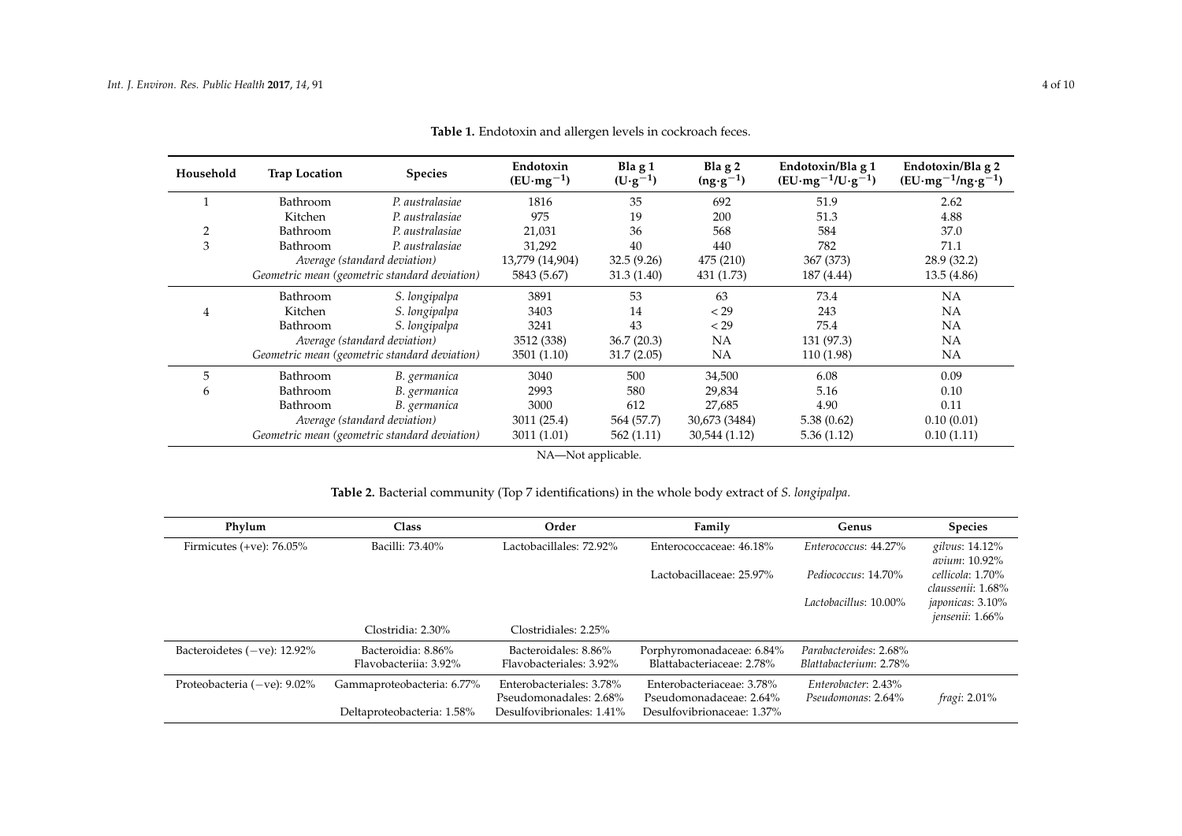**Table 1.** Endotoxin and allergen levels in cockroach feces.

| Household | Trap Location | Species | Endotoxin ($EU \cdot mg^{-1}$) | Bla g 1 ($U \cdot g^{-1}$) | Bla g 2 ($ng \cdot g^{-1}$) | Endotoxin/Bla g 1 ($EU \cdot mg^{-1}/U \cdot g^{-1}$) | Endotoxin/Bla g 2 ($EU \cdot mg^{-1}/ng \cdot g^{-1}$) |
|---|---|---|---|---|---|---|---|
| 1 | Bathroom | *P. australasiae* | 1816 | 35 | 692 | 51.9 | 2.62 |
| | Kitchen | *P. australasiae* | 975 | 19 | 200 | 51.3 | 4.88 |
| 2 | Bathroom | *P. australasiae* | 21,031 | 36 | 568 | 584 | 37.0 |
| 3 | Bathroom | *P. australasiae* | 31,292 | 40 | 440 | 782 | 71.1 |
| | *Average (standard deviation)* | | 13,779 (14,904) | 32.5 (9.26) | 475 (210) | 367 (373) | 28.9 (32.2) |
| | *Geometric mean (geometric standard deviation)* | | 5843 (5.67) | 31.3 (1.40) | 431 (1.73) | 187 (4.44) | 13.5 (4.86) |
| 4 | Bathroom | *S. longipalpa* | 3891 | 53 | 63 | 73.4 | NA |
| | Kitchen | *S. longipalpa* | 3403 | 14 | < 29 | 243 | NA |
| | Bathroom | *S. longipalpa* | 3241 | 43 | < 29 | 75.4 | NA |
| | *Average (standard deviation)* | | 3512 (338) | 36.7 (20.3) | NA | 131 (97.3) | NA |
| | *Geometric mean (geometric standard deviation)* | | 3501 (1.10) | 31.7 (2.05) | NA | 110 (1.98) | NA |
| 5 | Bathroom | *B. germanica* | 3040 | 500 | 34,500 | 6.08 | 0.09 |
| 6 | Bathroom | *B. germanica* | 2993 | 580 | 29,834 | 5.16 | 0.10 |
| | Bathroom | *B. germanica* | 3000 | 612 | 27,685 | 4.90 | 0.11 |
| | *Average (standard deviation)* | | 3011 (25.4) | 564 (57.7) | 30,673 (3484) | 5.38 (0.62) | 0.10 (0.01) |
| | *Geometric mean (geometric standard deviation)* | | 3011 (1.01) | 562 (1.11) | 30,544 (1.12) | 5.36 (1.12) | 0.10 (1.11) |

NA—Not applicable.

**Table 2.** Bacterial community (Top 7 identifications) in the whole body extract of *S. longipalpa*.

| Phylum | Class | Order | Family | Genus | Species |
|---|---|---|---|---|---|
| Firmicutes (+ve): 76.05% | Bacilli: 73.40% | Lactobacillales: 72.92% | Enterococcaceae: 46.18% | *Enterococcus*: 44.27% | *gilvus*: 14.12%<br>*avium*: 10.92% |
| | | | Lactobacillaceae: 25.97% | *Pediococcus*: 14.70% | *cellicola*: 1.70%<br>*claussenii*: 1.68% |
| | | | | *Lactobacillus*: 10.00% | *japonicas*: 3.10%<br>*jensenii*: 1.66% |
| | Clostridia: 2.30% | Clostridiales: 2.25% | | | |
| Bacteroidetes (−ve): 12.92% | Bacteroidia: 8.86%<br>Flavobacteriia: 3.92% | Bacteroidales: 8.86%<br>Flavobacteriales: 3.92% | Porphyromonadaceae: 6.84%<br>Blattabacteriaceae: 2.78% | *Parabacteroides*: 2.68%<br>*Blattabacterium*: 2.78% | |
| Proteobacteria (−ve): 9.02% | Gammaproteobacteria: 6.77% | Enterobacteriales: 3.78%<br>Pseudomonadales: 2.68% | Enterobacteriaceae: 3.78%<br>Pseudomonadaceae: 2.64% | *Enterobacter*: 2.43%<br>*Pseudomonas*: 2.64% | *fragi*: 2.01% |
| | Deltaproteobacteria: 1.58% | Desulfovibrionales: 1.41% | Desulfovibrionaceae: 1.37% | | |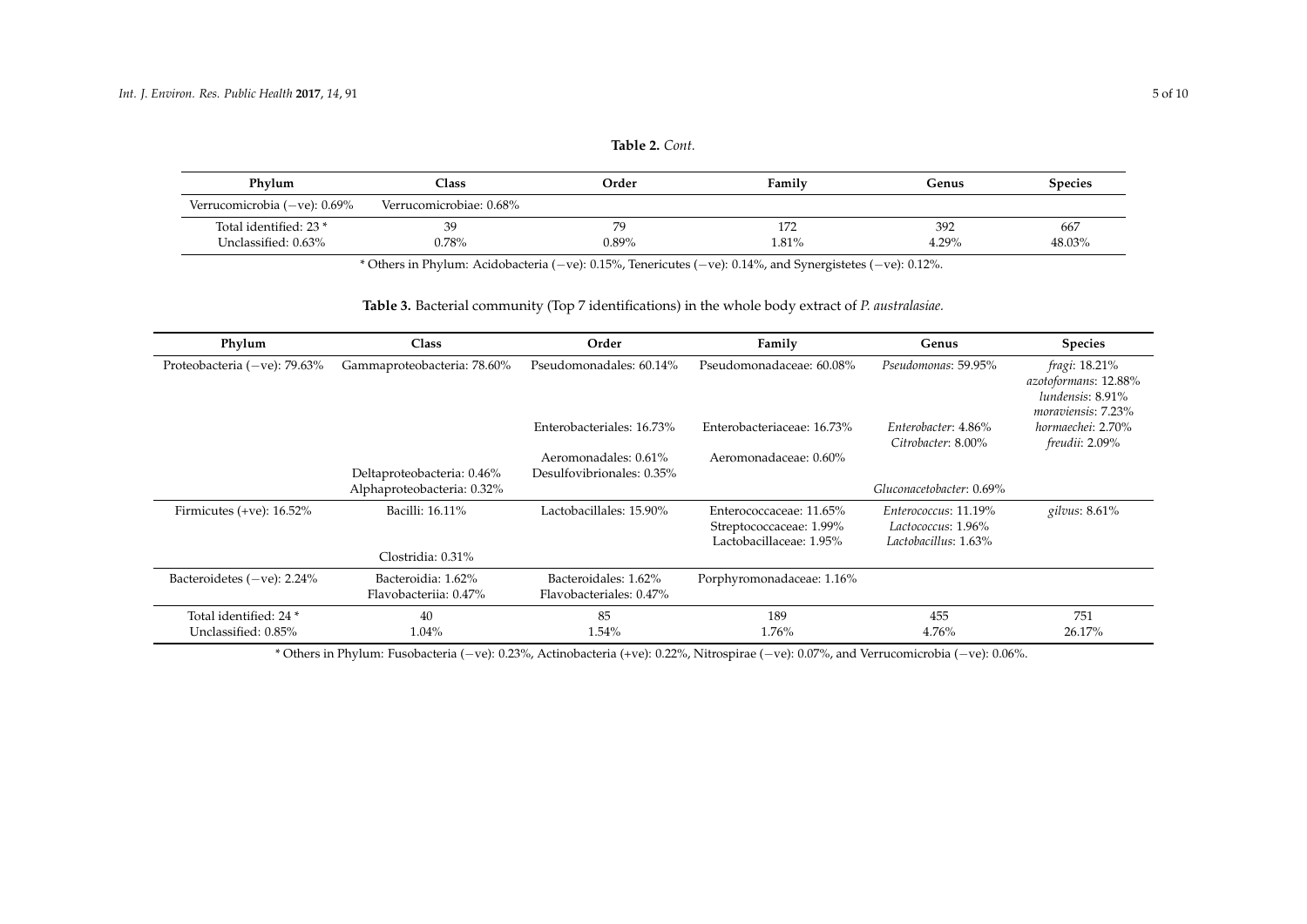**Table 2.** *Cont.*

| Phylum | Class | Order | Family | Genus | Species |
|---|---|---|---|---|---|
| Verrucomicrobia (−ve): 0.69% | Verrucomicrobiae: 0.68% | | | | |
| Total identified: 23 * | 39 | 79 | 172 | 392 | 667 |
| Unclassified: 0.63% | 0.78% | 0.89% | 1.81% | 4.29% | 48.03% |

* Others in Phylum: Acidobacteria (−ve): 0.15%, Tenericutes (−ve): 0.14%, and Synergistetes (−ve): 0.12%.

**Table 3.** Bacterial community (Top 7 identifications) in the whole body extract of *P. australasiae.*

| Phylum | Class | Order | Family | Genus | Species |
|---|---|---|---|---|---|
| Proteobacteria (−ve): 79.63% | Gammaproteobacteria: 78.60% | Pseudomonadales: 60.14% | Pseudomonadaceae: 60.08% | *Pseudomonas*: 59.95% | *fragi*: 18.21% <br> *azotoformans*: 12.88% <br> *lundensis*: 8.91% <br> *moraviensis*: 7.23% |
| | | Enterobacteriales: 16.73% | Enterobacteriaceae: 16.73% | *Enterobacter*: 4.86% <br> *Citrobacter*: 8.00% | *hormaechei*: 2.70% <br> *freudii*: 2.09% |
| | | Aeromonadales: 0.61% | Aeromonadaceae: 0.60% | | |
| | Deltaproteobacteria: 0.46% | Desulfovibrionales: 0.35% | | | |
| | Alphaproteobacteria: 0.32% | | | *Gluconacetobacter*: 0.69% | |
| Firmicutes (+ve): 16.52% | Bacilli: 16.11% | Lactobacillales: 15.90% | Enterococcaceae: 11.65% <br> Streptococcaceae: 1.99% <br> Lactobacillaceae: 1.95% | *Enterococcus*: 11.19% <br> *Lactococcus*: 1.96% <br> *Lactobacillus*: 1.63% | *gilvus*: 8.61% |
| | Clostridia: 0.31% | | | | |
| Bacteroidetes (−ve): 2.24% | Bacteroidia: 1.62% <br> Flavobacteriia: 0.47% | Bacteroidales: 1.62% <br> Flavobacteriales: 0.47% | Porphyromonadaceae: 1.16% | | |
| Total identified: 24 * | 40 | 85 | 189 | 455 | 751 |
| Unclassified: 0.85% | 1.04% | 1.54% | 1.76% | 4.76% | 26.17% |

* Others in Phylum: Fusobacteria (−ve): 0.23%, Actinobacteria (+ve): 0.22%, Nitrospirae (−ve): 0.07%, and Verrucomicrobia (−ve): 0.06%.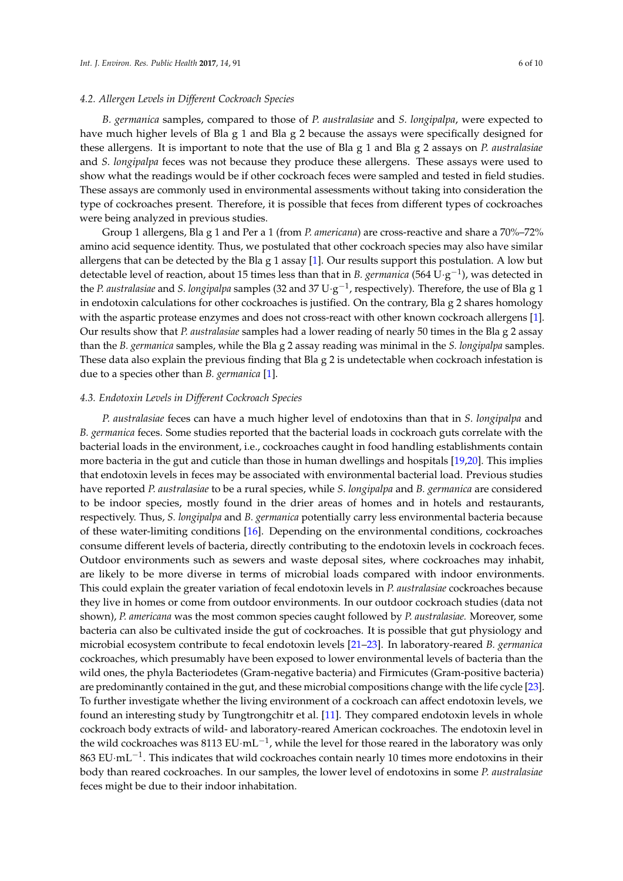### 4.2. Allergen Levels in Different Cockroach Species

*B. germanica* samples, compared to those of *P. australasiae* and *S. longipalpa*, were expected to have much higher levels of Bla g 1 and Bla g 2 because the assays were specifically designed for these allergens. It is important to note that the use of Bla g 1 and Bla g 2 assays on *P. australasiae* and *S. longipalpa* feces was not because they produce these allergens. These assays were used to show what the readings would be if other cockroach feces were sampled and tested in field studies. These assays are commonly used in environmental assessments without taking into consideration the type of cockroaches present. Therefore, it is possible that feces from different types of cockroaches were being analyzed in previous studies.

Group 1 allergens, Bla g 1 and Per a 1 (from *P. americana*) are cross-reactive and share a 70%–72% amino acid sequence identity. Thus, we postulated that other cockroach species may also have similar allergens that can be detected by the Bla g 1 assay [1]. Our results support this postulation. A low but detectable level of reaction, about 15 times less than that in *B. germanica* (564 $U \cdot g^{-1}$), was detected in the *P. australasiae* and *S. longipalpa* samples (32 and 37 $U \cdot g^{-1}$, respectively). Therefore, the use of Bla g 1 in endotoxin calculations for other cockroaches is justified. On the contrary, Bla g 2 shares homology with the aspartic protease enzymes and does not cross-react with other known cockroach allergens [1]. Our results show that *P. australasiae* samples had a lower reading of nearly 50 times in the Bla g 2 assay than the *B. germanica* samples, while the Bla g 2 assay reading was minimal in the *S. longipalpa* samples. These data also explain the previous finding that Bla g 2 is undetectable when cockroach infestation is due to a species other than *B. germanica* [1].

### 4.3. Endotoxin Levels in Different Cockroach Species

*P. australasiae* feces can have a much higher level of endotoxins than that in *S. longipalpa* and *B. germanica* feces. Some studies reported that the bacterial loads in cockroach guts correlate with the bacterial loads in the environment, i.e., cockroaches caught in food handling establishments contain more bacteria in the gut and cuticle than those in human dwellings and hospitals [19,20]. This implies that endotoxin levels in feces may be associated with environmental bacterial load. Previous studies have reported *P. australasiae* to be a rural species, while *S. longipalpa* and *B. germanica* are considered to be indoor species, mostly found in the drier areas of homes and in hotels and restaurants, respectively. Thus, *S. longipalpa* and *B. germanica* potentially carry less environmental bacteria because of these water-limiting conditions [16]. Depending on the environmental conditions, cockroaches consume different levels of bacteria, directly contributing to the endotoxin levels in cockroach feces. Outdoor environments such as sewers and waste deposal sites, where cockroaches may inhabit, are likely to be more diverse in terms of microbial loads compared with indoor environments. This could explain the greater variation of fecal endotoxin levels in *P. australasiae* cockroaches because they live in homes or come from outdoor environments. In our outdoor cockroach studies (data not shown), *P. americana* was the most common species caught followed by *P. australasiae*. Moreover, some bacteria can also be cultivated inside the gut of cockroaches. It is possible that gut physiology and microbial ecosystem contribute to fecal endotoxin levels [21–23]. In laboratory-reared *B. germanica* cockroaches, which presumably have been exposed to lower environmental levels of bacteria than the wild ones, the phyla Bacteriodetes (Gram-negative bacteria) and Firmicutes (Gram-positive bacteria) are predominantly contained in the gut, and these microbial compositions change with the life cycle [23]. To further investigate whether the living environment of a cockroach can affect endotoxin levels, we found an interesting study by Tungtrongchitr et al. [11]. They compared endotoxin levels in whole cockroach body extracts of wild- and laboratory-reared American cockroaches. The endotoxin level in the wild cockroaches was 8113 $EU \cdot mL^{-1}$, while the level for those reared in the laboratory was only 863 $EU \cdot mL^{-1}$. This indicates that wild cockroaches contain nearly 10 times more endotoxins in their body than reared cockroaches. In our samples, the lower level of endotoxins in some *P. australasiae* feces might be due to their indoor inhabitation.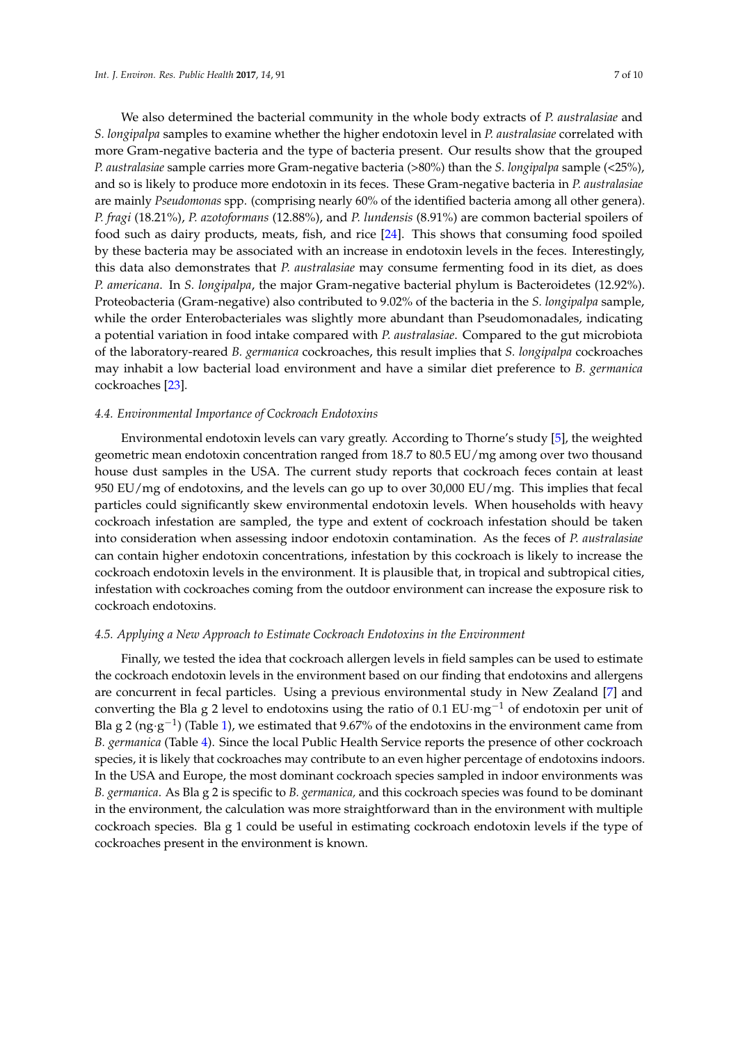We also determined the bacterial community in the whole body extracts of *P. australasiae* and *S. longipalpa* samples to examine whether the higher endotoxin level in *P. australasiae* correlated with more Gram-negative bacteria and the type of bacteria present. Our results show that the grouped *P. australasiae* sample carries more Gram-negative bacteria (>80%) than the *S. longipalpa* sample (<25%), and so is likely to produce more endotoxin in its feces. These Gram-negative bacteria in *P. australasiae* are mainly *Pseudomonas* spp. (comprising nearly 60% of the identified bacteria among all other genera). *P. fragi* (18.21%), *P. azotoformans* (12.88%), and *P. lundensis* (8.91%) are common bacterial spoilers of food such as dairy products, meats, fish, and rice [24]. This shows that consuming food spoiled by these bacteria may be associated with an increase in endotoxin levels in the feces. Interestingly, this data also demonstrates that *P. australasiae* may consume fermenting food in its diet, as does *P. americana*. In *S. longipalpa*, the major Gram-negative bacterial phylum is Bacteroidetes (12.92%). Proteobacteria (Gram-negative) also contributed to 9.02% of the bacteria in the *S. longipalpa* sample, while the order Enterobacteriales was slightly more abundant than Pseudomonadales, indicating a potential variation in food intake compared with *P. australasiae*. Compared to the gut microbiota of the laboratory-reared *B. germanica* cockroaches, this result implies that *S. longipalpa* cockroaches may inhabit a low bacterial load environment and have a similar diet preference to *B. germanica* cockroaches [23].

### 4.4. Environmental Importance of Cockroach Endotoxins

Environmental endotoxin levels can vary greatly. According to Thorne's study [5], the weighted geometric mean endotoxin concentration ranged from 18.7 to 80.5 EU/mg among over two thousand house dust samples in the USA. The current study reports that cockroach feces contain at least 950 EU/mg of endotoxins, and the levels can go up to over 30,000 EU/mg. This implies that fecal particles could significantly skew environmental endotoxin levels. When households with heavy cockroach infestation are sampled, the type and extent of cockroach infestation should be taken into consideration when assessing indoor endotoxin contamination. As the feces of *P. australasiae* can contain higher endotoxin concentrations, infestation by this cockroach is likely to increase the cockroach endotoxin levels in the environment. It is plausible that, in tropical and subtropical cities, infestation with cockroaches coming from the outdoor environment can increase the exposure risk to cockroach endotoxins.

### 4.5. Applying a New Approach to Estimate Cockroach Endotoxins in the Environment

Finally, we tested the idea that cockroach allergen levels in field samples can be used to estimate the cockroach endotoxin levels in the environment based on our finding that endotoxins and allergens are concurrent in fecal particles. Using a previous environmental study in New Zealand [7] and converting the Bla g 2 level to endotoxins using the ratio of 0.1 $EU \cdot mg^{-1}$ of endotoxin per unit of Bla g 2 ($ng \cdot g^{-1}$) (Table 1), we estimated that 9.67% of the endotoxins in the environment came from *B. germanica* (Table 4). Since the local Public Health Service reports the presence of other cockroach species, it is likely that cockroaches may contribute to an even higher percentage of endotoxins indoors. In the USA and Europe, the most dominant cockroach species sampled in indoor environments was *B. germanica*. As Bla g 2 is specific to *B. germanica,* and this cockroach species was found to be dominant in the environment, the calculation was more straightforward than in the environment with multiple cockroach species. Bla g 1 could be useful in estimating cockroach endotoxin levels if the type of cockroaches present in the environment is known.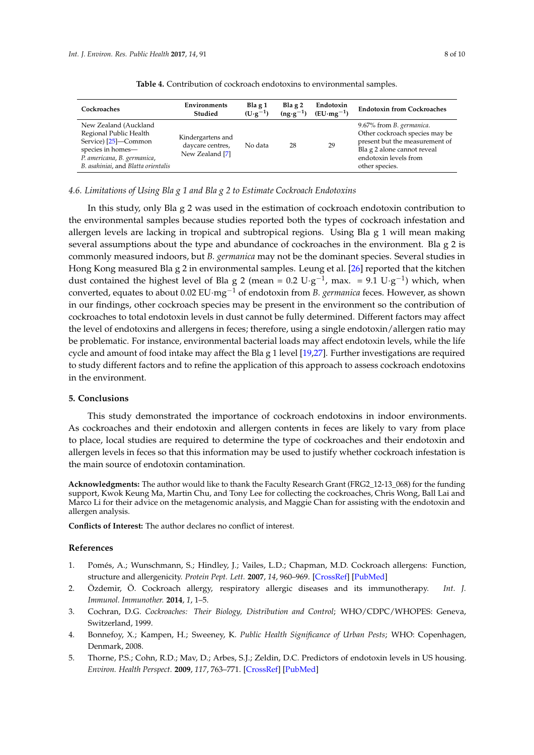**Table 4.** Contribution of cockroach endotoxins to environmental samples.

| Cockroaches | Environments Studied | Bla g 1 ($U·g^{-1}$) | Bla g 2 ($ng·g^{-1}$) | Endotoxin ($EU·mg^{-1}$) | Endotoxin from Cockroaches |
|---|---|---|---|---|---|
| New Zealand (Auckland Regional Public Health Service) [25]—Common species in homes—*P. americana*, *B. germanica*, *B. asahiniai*, and *Blatta orientalis* | Kindergartens and daycare centres, New Zealand [7] | No data | 28 | 29 | 9.67% from *B. germanica*. Other cockroach species may be present but the measurement of Bla g 2 alone cannot reveal endotoxin levels from other species. |

### *4.6. Limitations of Using Bla g 1 and Bla g 2 to Estimate Cockroach Endotoxins*

In this study, only Bla g 2 was used in the estimation of cockroach endotoxin contribution to the environmental samples because studies reported both the types of cockroach infestation and allergen levels are lacking in tropical and subtropical regions. Using Bla g 1 will mean making several assumptions about the type and abundance of cockroaches in the environment. Bla g 2 is commonly measured indoors, but *B. germanica* may not be the dominant species. Several studies in Hong Kong measured Bla g 2 in environmental samples. Leung et al. [26] reported that the kitchen dust contained the highest level of Bla g 2 (mean = 0.2 $U·g^{-1}$, max. = 9.1 $U·g^{-1}$) which, when converted, equates to about 0.02 $EU·mg^{-1}$ of endotoxin from *B. germanica* feces. However, as shown in our findings, other cockroach species may be present in the environment so the contribution of cockroaches to total endotoxin levels in dust cannot be fully determined. Different factors may affect the level of endotoxins and allergens in feces; therefore, using a single endotoxin/allergen ratio may be problematic. For instance, environmental bacterial loads may affect endotoxin levels, while the life cycle and amount of food intake may affect the Bla g 1 level [19,27]. Further investigations are required to study different factors and to refine the application of this approach to assess cockroach endotoxins in the environment.

## 5. Conclusions

This study demonstrated the importance of cockroach endotoxins in indoor environments. As cockroaches and their endotoxin and allergen contents in feces are likely to vary from place to place, local studies are required to determine the type of cockroaches and their endotoxin and allergen levels in feces so that this information may be used to justify whether cockroach infestation is the main source of endotoxin contamination.

**Acknowledgments:** The author would like to thank the Faculty Research Grant (FRG2_12-13_068) for the funding support, Kwok Keung Ma, Martin Chu, and Tony Lee for collecting the cockroaches, Chris Wong, Ball Lai and Marco Li for their advice on the metagenomic analysis, and Maggie Chan for assisting with the endotoxin and allergen analysis.

**Conflicts of Interest:** The author declares no conflict of interest.

## References

1. Pomés, A.; Wunschmann, S.; Hindley, J.; Vailes, L.D.; Chapman, M.D. Cockroach allergens: Function, structure and allergenicity. *Protein Pept. Lett.* **2007**, *14*, 960–969. [CrossRef] [PubMed]
2. Özdemir, Ö. Cockroach allergy, respiratory allergic diseases and its immunotherapy. *Int. J. Immunol. Immunother.* **2014**, *1*, 1–5.
3. Cochran, D.G. *Cockroaches: Their Biology, Distribution and Control*; WHO/CDPC/WHOPES: Geneva, Switzerland, 1999.
4. Bonnefoy, X.; Kampen, H.; Sweeney, K. *Public Health Significance of Urban Pests*; WHO: Copenhagen, Denmark, 2008.
5. Thorne, P.S.; Cohn, R.D.; Mav, D.; Arbes, S.J.; Zeldin, D.C. Predictors of endotoxin levels in US housing. *Environ. Health Perspect.* **2009**, *117*, 763–771. [CrossRef] [PubMed]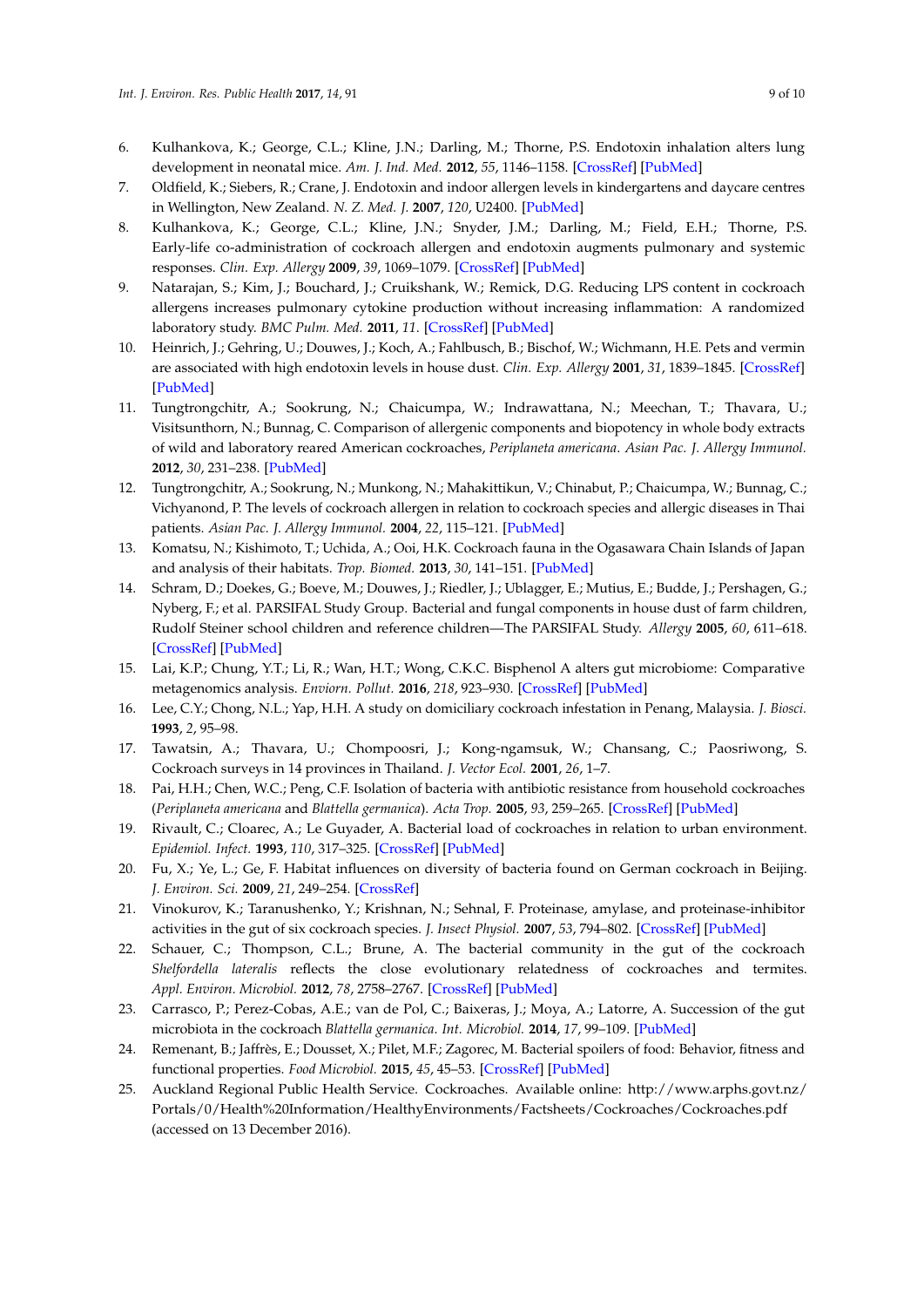6. Kulhankova, K.; George, C.L.; Kline, J.N.; Darling, M.; Thorne, P.S. Endotoxin inhalation alters lung development in neonatal mice. *Am. J. Ind. Med.* **2012**, *55*, 1146–1158. [CrossRef] [PubMed]
7. Oldfield, K.; Siebers, R.; Crane, J. Endotoxin and indoor allergen levels in kindergartens and daycare centres in Wellington, New Zealand. *N. Z. Med. J.* **2007**, *120*, U2400. [PubMed]
8. Kulhankova, K.; George, C.L.; Kline, J.N.; Snyder, J.M.; Darling, M.; Field, E.H.; Thorne, P.S. Early-life co-administration of cockroach allergen and endotoxin augments pulmonary and systemic responses. *Clin. Exp. Allergy* **2009**, *39*, 1069–1079. [CrossRef] [PubMed]
9. Natarajan, S.; Kim, J.; Bouchard, J.; Cruikshank, W.; Remick, D.G. Reducing LPS content in cockroach allergens increases pulmonary cytokine production without increasing inflammation: A randomized laboratory study. *BMC Pulm. Med.* **2011**, *11*. [CrossRef] [PubMed]
10. Heinrich, J.; Gehring, U.; Douwes, J.; Koch, A.; Fahlbusch, B.; Bischof, W.; Wichmann, H.E. Pets and vermin are associated with high endotoxin levels in house dust. *Clin. Exp. Allergy* **2001**, *31*, 1839–1845. [CrossRef] [PubMed]
11. Tungtrongchitr, A.; Sookrung, N.; Chaicumpa, W.; Indrawattana, N.; Meechan, T.; Thavara, U.; Visitsunthorn, N.; Bunnag, C. Comparison of allergenic components and biopotency in whole body extracts of wild and laboratory reared American cockroaches, *Periplaneta americana*. *Asian Pac. J. Allergy Immunol.* **2012**, *30*, 231–238. [PubMed]
12. Tungtrongchitr, A.; Sookrung, N.; Munkong, N.; Mahakittikun, V.; Chinabut, P.; Chaicumpa, W.; Bunnag, C.; Vichyanond, P. The levels of cockroach allergen in relation to cockroach species and allergic diseases in Thai patients. *Asian Pac. J. Allergy Immunol.* **2004**, *22*, 115–121. [PubMed]
13. Komatsu, N.; Kishimoto, T.; Uchida, A.; Ooi, H.K. Cockroach fauna in the Ogasawara Chain Islands of Japan and analysis of their habitats. *Trop. Biomed.* **2013**, *30*, 141–151. [PubMed]
14. Schram, D.; Doekes, G.; Boeve, M.; Douwes, J.; Riedler, J.; Ublagger, E.; Mutius, E.; Budde, J.; Pershagen, G.; Nyberg, F.; et al. PARSIFAL Study Group. Bacterial and fungal components in house dust of farm children, Rudolf Steiner school children and reference children—The PARSIFAL Study. *Allergy* **2005**, *60*, 611–618. [CrossRef] [PubMed]
15. Lai, K.P.; Chung, Y.T.; Li, R.; Wan, H.T.; Wong, C.K.C. Bisphenol A alters gut microbiome: Comparative metagenomics analysis. *Enviorn. Pollut.* **2016**, *218*, 923–930. [CrossRef] [PubMed]
16. Lee, C.Y.; Chong, N.L.; Yap, H.H. A study on domiciliary cockroach infestation in Penang, Malaysia. *J. Biosci.* **1993**, *2*, 95–98.
17. Tawatsin, A.; Thavara, U.; Chompoosri, J.; Kong-ngamsuk, W.; Chansang, C.; Paosriwong, S. Cockroach surveys in 14 provinces in Thailand. *J. Vector Ecol.* **2001**, *26*, 1–7.
18. Pai, H.H.; Chen, W.C.; Peng, C.F. Isolation of bacteria with antibiotic resistance from household cockroaches (*Periplaneta americana* and *Blattella germanica*). *Acta Trop.* **2005**, *93*, 259–265. [CrossRef] [PubMed]
19. Rivault, C.; Cloarec, A.; Le Guyader, A. Bacterial load of cockroaches in relation to urban environment. *Epidemiol. Infect.* **1993**, *110*, 317–325. [CrossRef] [PubMed]
20. Fu, X.; Ye, L.; Ge, F. Habitat influences on diversity of bacteria found on German cockroach in Beijing. *J. Environ. Sci.* **2009**, *21*, 249–254. [CrossRef]
21. Vinokurov, K.; Taranushenko, Y.; Krishnan, N.; Sehnal, F. Proteinase, amylase, and proteinase-inhibitor activities in the gut of six cockroach species. *J. Insect Physiol.* **2007**, *53*, 794–802. [CrossRef] [PubMed]
22. Schauer, C.; Thompson, C.L.; Brune, A. The bacterial community in the gut of the cockroach *Shelfordella lateralis* reflects the close evolutionary relatedness of cockroaches and termites. *Appl. Environ. Microbiol.* **2012**, *78*, 2758–2767. [CrossRef] [PubMed]
23. Carrasco, P.; Perez-Cobas, A.E.; van de Pol, C.; Baixeras, J.; Moya, A.; Latorre, A. Succession of the gut microbiota in the cockroach *Blattella germanica*. *Int. Microbiol.* **2014**, *17*, 99–109. [PubMed]
24. Remenant, B.; Jaffrès, E.; Dousset, X.; Pilet, M.F.; Zagorec, M. Bacterial spoilers of food: Behavior, fitness and functional properties. *Food Microbiol.* **2015**, *45*, 45–53. [CrossRef] [PubMed]
25. Auckland Regional Public Health Service. Cockroaches. Available online: http://www.arphs.govt.nz/Portals/0/Health%20Information/HealthyEnvironments/Factsheets/Cockroaches/Cockroaches.pdf (accessed on 13 December 2016).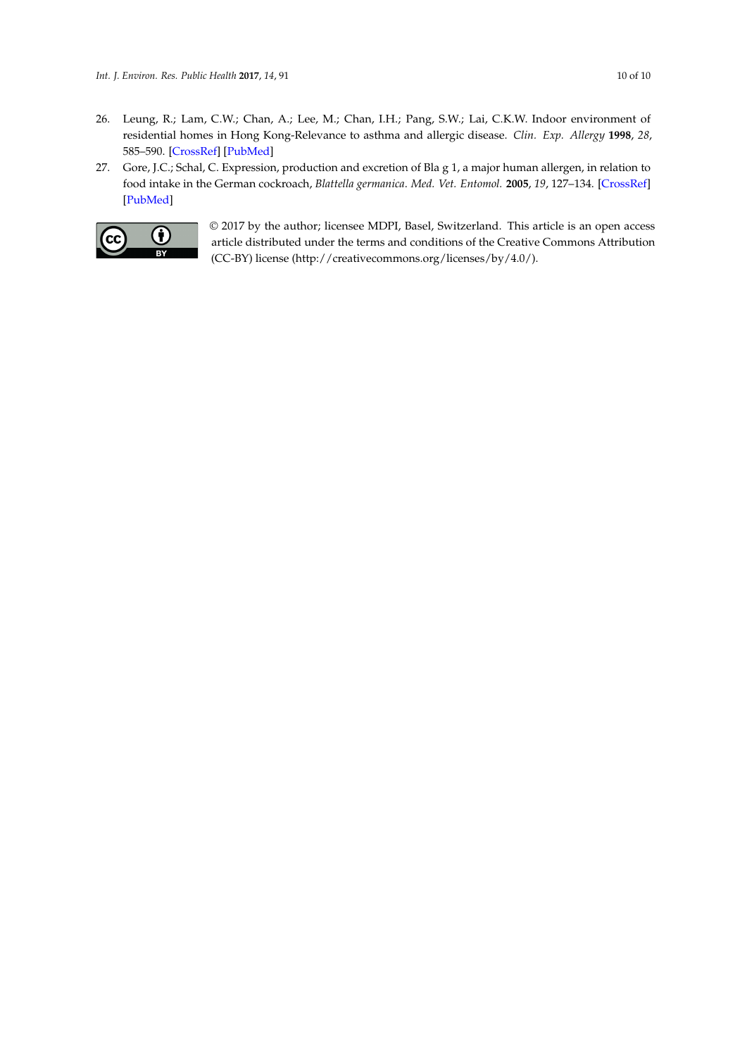26. Leung, R.; Lam, C.W.; Chan, A.; Lee, M.; Chan, I.H.; Pang, S.W.; Lai, C.K.W. Indoor environment of residential homes in Hong Kong-Relevance to asthma and allergic disease. *Clin. Exp. Allergy* **1998**, *28*, 585–590. [CrossRef] [PubMed]
27. Gore, J.C.; Schal, C. Expression, production and excretion of Bla g 1, a major human allergen, in relation to food intake in the German cockroach, *Blattella germanica*. *Med. Vet. Entomol.* **2005**, *19*, 127–134. [CrossRef] [PubMed]

© 2017 by the author; licensee MDPI, Basel, Switzerland. This article is an open access article distributed under the terms and conditions of the Creative Commons Attribution (CC-BY) license (http://creativecommons.org/licenses/by/4.0/).